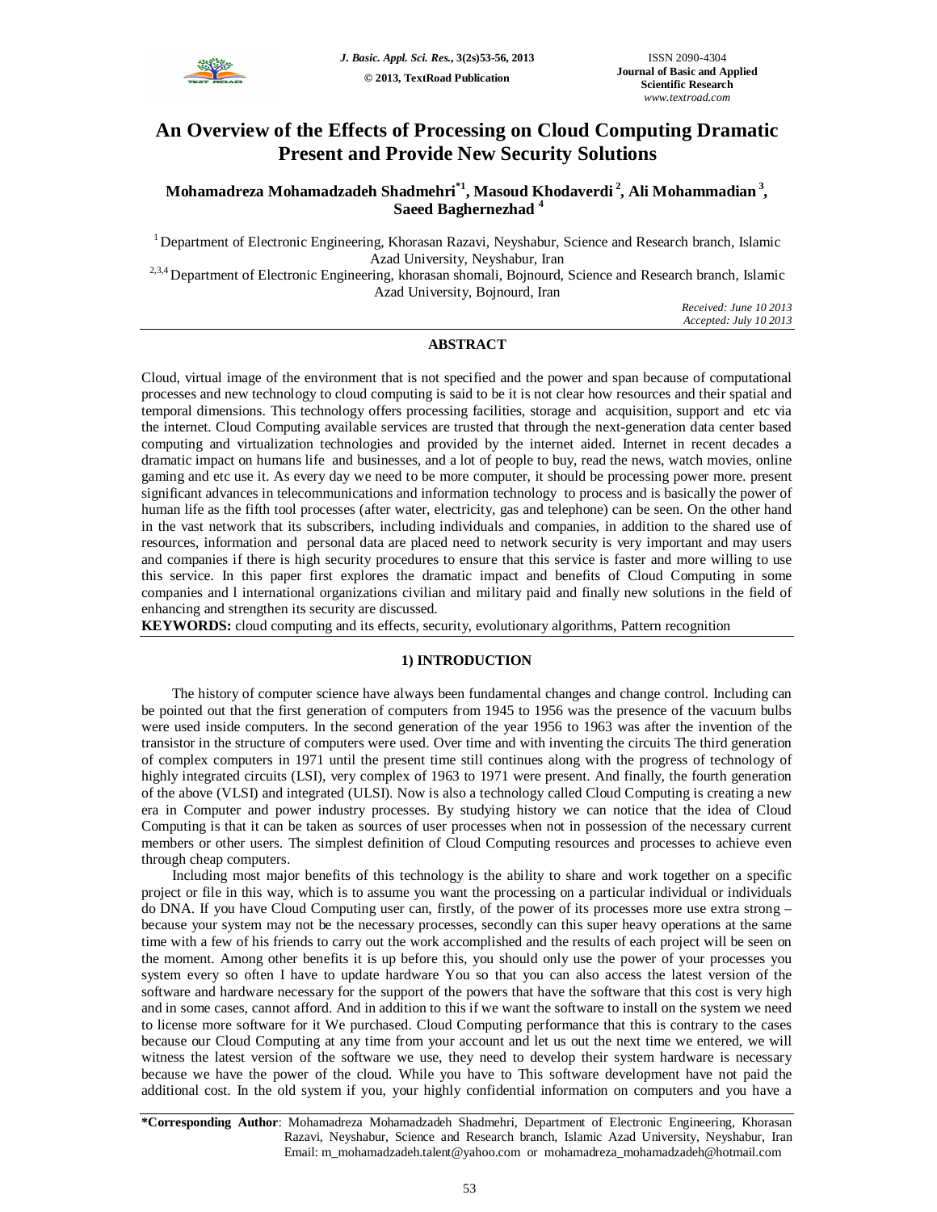# An Overview of the Effects of Processing on Cloud Computing Dramatic Present and Provide New Security Solutions

**Mohamadreza Mohamadzadeh Shadmehri*[1], Masoud Khodaverdi[2], Ali Mohammadian[3], Saeed Baghernezhad[4]**

[1] Department of Electronic Engineering, Khorasan Razavi, Neyshabur, Science and Research branch, Islamic Azad University, Neyshabur, Iran

[2,3,4] Department of Electronic Engineering, khorasan shomali, Bojnourd, Science and Research branch, Islamic Azad University, Bojnourd, Iran

*Received: June 10 2013*
*Accepted: July 10 2013*

## ABSTRACT

Cloud, virtual image of the environment that is not specified and the power and span because of computational processes and new technology to cloud computing is said to be it is not clear how resources and their spatial and temporal dimensions. This technology offers processing facilities, storage and acquisition, support and etc via the internet. Cloud Computing available services are trusted that through the next-generation data center based computing and virtualization technologies and provided by the internet aided. Internet in recent decades a dramatic impact on humans life and businesses, and a lot of people to buy, read the news, watch movies, online gaming and etc use it. As every day we need to be more computer, it should be processing power more. present significant advances in telecommunications and information technology to process and is basically the power of human life as the fifth tool processes (after water, electricity, gas and telephone) can be seen. On the other hand in the vast network that its subscribers, including individuals and companies, in addition to the shared use of resources, information and personal data are placed need to network security is very important and may users and companies if there is high security procedures to ensure that this service is faster and more willing to use this service. In this paper first explores the dramatic impact and benefits of Cloud Computing in some companies and l international organizations civilian and military paid and finally new solutions in the field of enhancing and strengthen its security are discussed.

**KEYWORDS:** cloud computing and its effects, security, evolutionary algorithms, Pattern recognition

## 1) INTRODUCTION

The history of computer science have always been fundamental changes and change control. Including can be pointed out that the first generation of computers from 1945 to 1956 was the presence of the vacuum bulbs were used inside computers. In the second generation of the year 1956 to 1963 was after the invention of the transistor in the structure of computers were used. Over time and with inventing the circuits The third generation of complex computers in 1971 until the present time still continues along with the progress of technology of highly integrated circuits (LSI), very complex of 1963 to 1971 were present. And finally, the fourth generation of the above (VLSI) and integrated (ULSI). Now is also a technology called Cloud Computing is creating a new era in Computer and power industry processes. By studying history we can notice that the idea of Cloud Computing is that it can be taken as sources of user processes when not in possession of the necessary current members or other users. The simplest definition of Cloud Computing resources and processes to achieve even through cheap computers.

Including most major benefits of this technology is the ability to share and work together on a specific project or file in this way, which is to assume you want the processing on a particular individual or individuals do DNA. If you have Cloud Computing user can, firstly, of the power of its processes more use extra strong – because your system may not be the necessary processes, secondly can this super heavy operations at the same time with a few of his friends to carry out the work accomplished and the results of each project will be seen on the moment. Among other benefits it is up before this, you should only use the power of your processes you system every so often I have to update hardware You so that you can also access the latest version of the software and hardware necessary for the support of the powers that have the software that this cost is very high and in some cases, cannot afford. And in addition to this if we want the software to install on the system we need to license more software for it We purchased. Cloud Computing performance that this is contrary to the cases because our Cloud Computing at any time from your account and let us out the next time we entered, we will witness the latest version of the software we use, they need to develop their system hardware is necessary because we have the power of the cloud. While you have to This software development have not paid the additional cost. In the old system if you, your highly confidential information on computers and you have a

---

**\*Corresponding Author**: Mohamadreza Mohamadzadeh Shadmehri, Department of Electronic Engineering, Khorasan Razavi, Neyshabur, Science and Research branch, Islamic Azad University, Neyshabur, Iran
Email: m_mohamadzadeh.talent@yahoo.com or mohamadreza_mohamadzadeh@hotmail.com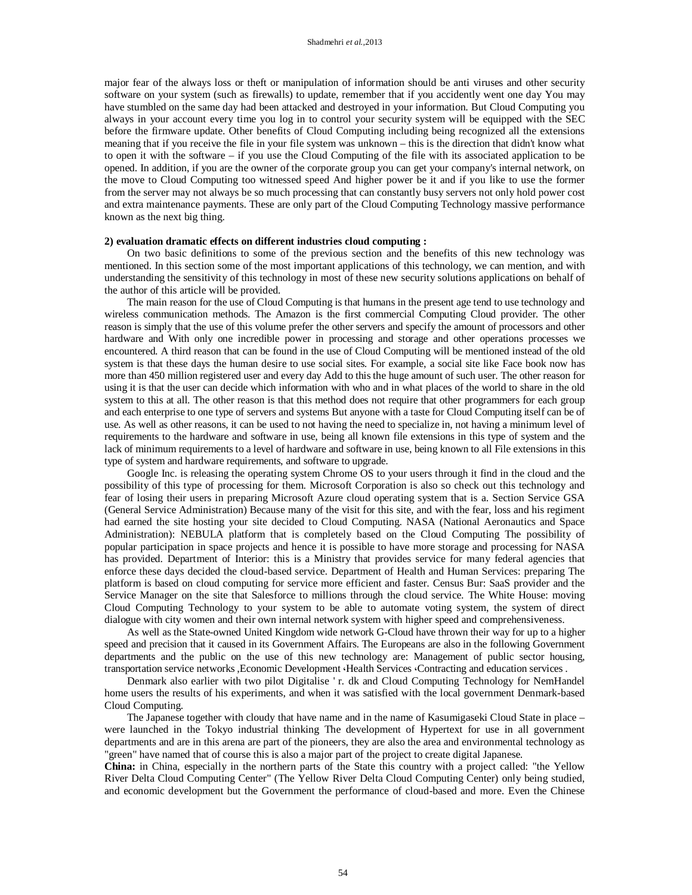major fear of the always loss or theft or manipulation of information should be anti viruses and other security software on your system (such as firewalls) to update, remember that if you accidently went one day You may have stumbled on the same day had been attacked and destroyed in your information. But Cloud Computing you always in your account every time you log in to control your security system will be equipped with the SEC before the firmware update. Other benefits of Cloud Computing including being recognized all the extensions meaning that if you receive the file in your file system was unknown – this is the direction that didn't know what to open it with the software – if you use the Cloud Computing of the file with its associated application to be opened. In addition, if you are the owner of the corporate group you can get your company's internal network, on the move to Cloud Computing too witnessed speed And higher power be it and if you like to use the former from the server may not always be so much processing that can constantly busy servers not only hold power cost and extra maintenance payments. These are only part of the Cloud Computing Technology massive performance known as the next big thing.

**2) evaluation dramatic effects on different industries cloud computing :**

On two basic definitions to some of the previous section and the benefits of this new technology was mentioned. In this section some of the most important applications of this technology, we can mention, and with understanding the sensitivity of this technology in most of these new security solutions applications on behalf of the author of this article will be provided.

The main reason for the use of Cloud Computing is that humans in the present age tend to use technology and wireless communication methods. The Amazon is the first commercial Computing Cloud provider. The other reason is simply that the use of this volume prefer the other servers and specify the amount of processors and other hardware and With only one incredible power in processing and storage and other operations processes we encountered. A third reason that can be found in the use of Cloud Computing will be mentioned instead of the old system is that these days the human desire to use social sites. For example, a social site like Face book now has more than 450 million registered user and every day Add to this the huge amount of such user. The other reason for using it is that the user can decide which information with who and in what places of the world to share in the old system to this at all. The other reason is that this method does not require that other programmers for each group and each enterprise to one type of servers and systems But anyone with a taste for Cloud Computing itself can be of use. As well as other reasons, it can be used to not having the need to specialize in, not having a minimum level of requirements to the hardware and software in use, being all known file extensions in this type of system and the lack of minimum requirements to a level of hardware and software in use, being known to all File extensions in this type of system and hardware requirements, and software to upgrade.

Google Inc. is releasing the operating system Chrome OS to your users through it find in the cloud and the possibility of this type of processing for them. Microsoft Corporation is also so check out this technology and fear of losing their users in preparing Microsoft Azure cloud operating system that is a. Section Service GSA (General Service Administration) Because many of the visit for this site, and with the fear, loss and his regiment had earned the site hosting your site decided to Cloud Computing. NASA (National Aeronautics and Space Administration): NEBULA platform that is completely based on the Cloud Computing The possibility of popular participation in space projects and hence it is possible to have more storage and processing for NASA has provided. Department of Interior: this is a Ministry that provides service for many federal agencies that enforce these days decided the cloud-based service. Department of Health and Human Services: preparing The platform is based on cloud computing for service more efficient and faster. Census Bur: SaaS provider and the Service Manager on the site that Salesforce to millions through the cloud service. The White House: moving Cloud Computing Technology to your system to be able to automate voting system, the system of direct dialogue with city women and their own internal network system with higher speed and comprehensiveness.

As well as the State-owned United Kingdom wide network G-Cloud have thrown their way for up to a higher speed and precision that it caused in its Government Affairs. The Europeans are also in the following Government departments and the public on the use of this new technology are: Management of public sector housing, transportation service networks ,Economic Development ،Health Services ،Contracting and education services .

Denmark also earlier with two pilot Digitalise ' r. dk and Cloud Computing Technology for NemHandel home users the results of his experiments, and when it was satisfied with the local government Denmark-based Cloud Computing.

The Japanese together with cloudy that have name and in the name of Kasumigaseki Cloud State in place – were launched in the Tokyo industrial thinking The development of Hypertext for use in all government departments and are in this arena are part of the pioneers, they are also the area and environmental technology as "green" have named that of course this is also a major part of the project to create digital Japanese.

**China:** in China, especially in the northern parts of the State this country with a project called: "the Yellow River Delta Cloud Computing Center" (The Yellow River Delta Cloud Computing Center) only being studied, and economic development but the Government the performance of cloud-based and more. Even the Chinese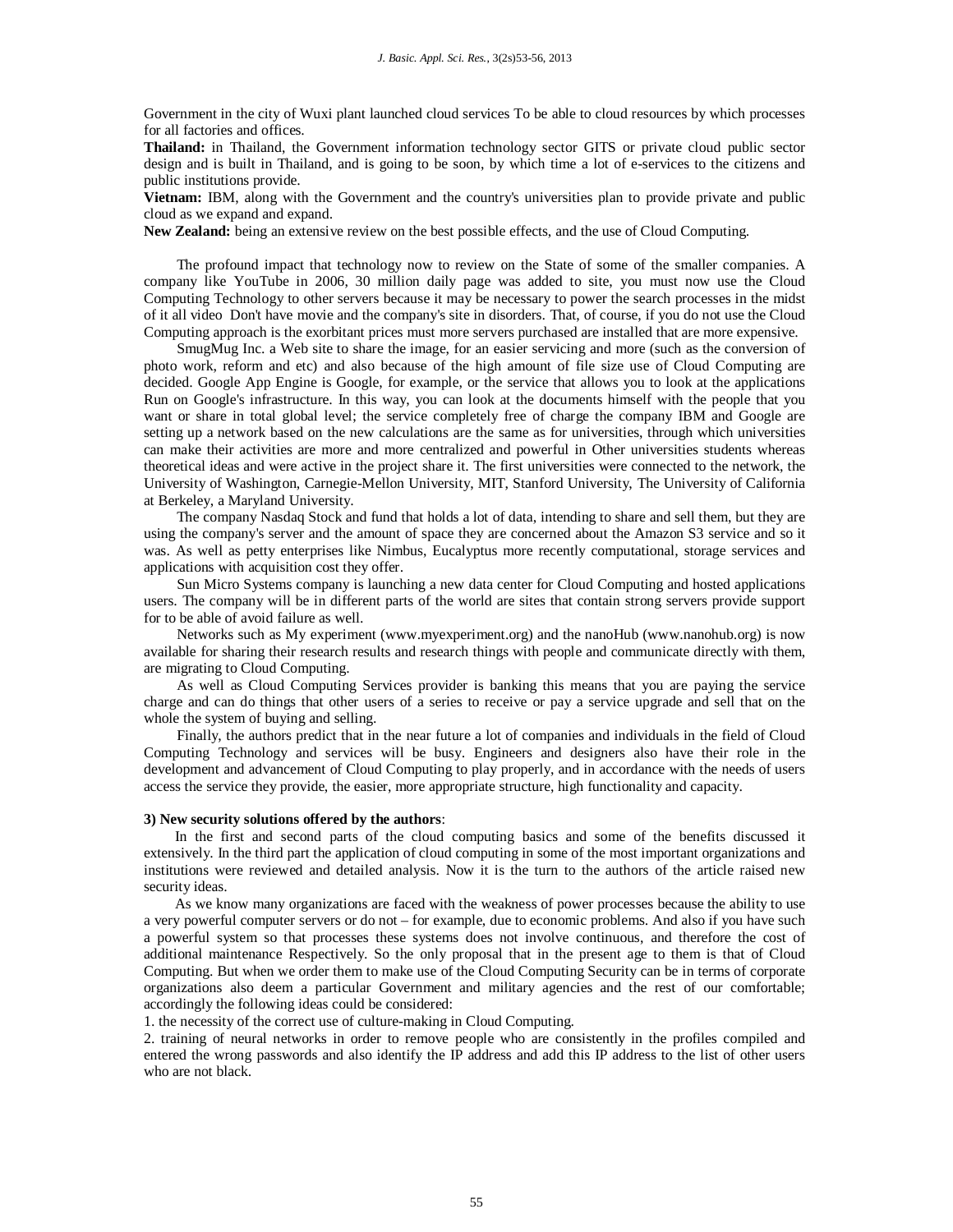Government in the city of Wuxi plant launched cloud services To be able to cloud resources by which processes for all factories and offices.

**Thailand:** in Thailand, the Government information technology sector GITS or private cloud public sector design and is built in Thailand, and is going to be soon, by which time a lot of e-services to the citizens and public institutions provide.

**Vietnam:** IBM, along with the Government and the country's universities plan to provide private and public cloud as we expand and expand.

**New Zealand:** being an extensive review on the best possible effects, and the use of Cloud Computing.

The profound impact that technology now to review on the State of some of the smaller companies. A company like YouTube in 2006, 30 million daily page was added to site, you must now use the Cloud Computing Technology to other servers because it may be necessary to power the search processes in the midst of it all video Don't have movie and the company's site in disorders. That, of course, if you do not use the Cloud Computing approach is the exorbitant prices must more servers purchased are installed that are more expensive.

SmugMug Inc. a Web site to share the image, for an easier servicing and more (such as the conversion of photo work, reform and etc) and also because of the high amount of file size use of Cloud Computing are decided. Google App Engine is Google, for example, or the service that allows you to look at the applications Run on Google's infrastructure. In this way, you can look at the documents himself with the people that you want or share in total global level; the service completely free of charge the company IBM and Google are setting up a network based on the new calculations are the same as for universities, through which universities can make their activities are more and more centralized and powerful in Other universities students whereas theoretical ideas and were active in the project share it. The first universities were connected to the network, the University of Washington, Carnegie-Mellon University, MIT, Stanford University, The University of California at Berkeley, a Maryland University.

The company Nasdaq Stock and fund that holds a lot of data, intending to share and sell them, but they are using the company's server and the amount of space they are concerned about the Amazon S3 service and so it was. As well as petty enterprises like Nimbus, Eucalyptus more recently computational, storage services and applications with acquisition cost they offer.

Sun Micro Systems company is launching a new data center for Cloud Computing and hosted applications users. The company will be in different parts of the world are sites that contain strong servers provide support for to be able of avoid failure as well.

Networks such as My experiment (www.myexperiment.org) and the nanoHub (www.nanohub.org) is now available for sharing their research results and research things with people and communicate directly with them, are migrating to Cloud Computing.

As well as Cloud Computing Services provider is banking this means that you are paying the service charge and can do things that other users of a series to receive or pay a service upgrade and sell that on the whole the system of buying and selling.

Finally, the authors predict that in the near future a lot of companies and individuals in the field of Cloud Computing Technology and services will be busy. Engineers and designers also have their role in the development and advancement of Cloud Computing to play properly, and in accordance with the needs of users access the service they provide, the easier, more appropriate structure, high functionality and capacity.

**3) New security solutions offered by the authors**:

In the first and second parts of the cloud computing basics and some of the benefits discussed it extensively. In the third part the application of cloud computing in some of the most important organizations and institutions were reviewed and detailed analysis. Now it is the turn to the authors of the article raised new security ideas.

As we know many organizations are faced with the weakness of power processes because the ability to use a very powerful computer servers or do not – for example, due to economic problems. And also if you have such a powerful system so that processes these systems does not involve continuous, and therefore the cost of additional maintenance Respectively. So the only proposal that in the present age to them is that of Cloud Computing. But when we order them to make use of the Cloud Computing Security can be in terms of corporate organizations also deem a particular Government and military agencies and the rest of our comfortable; accordingly the following ideas could be considered:

1. the necessity of the correct use of culture-making in Cloud Computing.
2. training of neural networks in order to remove people who are consistently in the profiles compiled and entered the wrong passwords and also identify the IP address and add this IP address to the list of other users who are not black.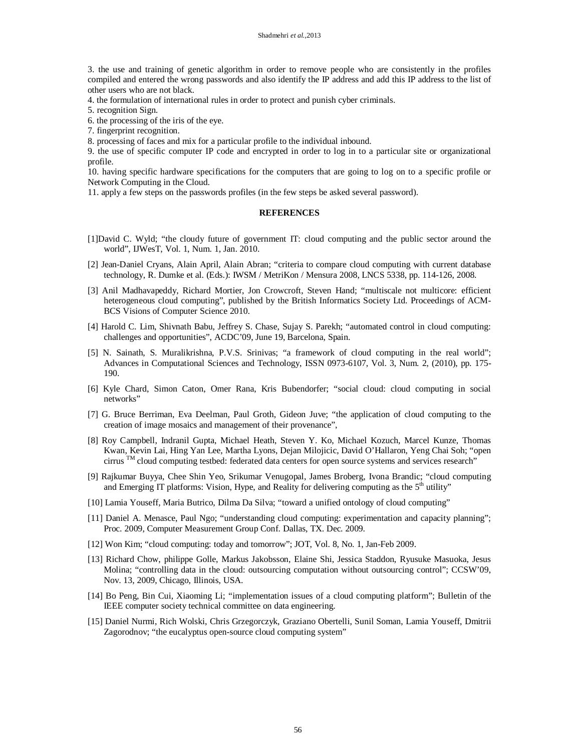3. the use and training of genetic algorithm in order to remove people who are consistently in the profiles compiled and entered the wrong passwords and also identify the IP address and add this IP address to the list of other users who are not black.

4. the formulation of international rules in order to protect and punish cyber criminals.

5. recognition Sign.

6. the processing of the iris of the eye.

7. fingerprint recognition.

8. processing of faces and mix for a particular profile to the individual inbound.

9. the use of specific computer IP code and encrypted in order to log in to a particular site or organizational profile.

10. having specific hardware specifications for the computers that are going to log on to a specific profile or Network Computing in the Cloud.

11. apply a few steps on the passwords profiles (in the few steps be asked several password).

## REFERENCES

[1]David C. Wyld; "the cloudy future of government IT: cloud computing and the public sector around the world", IJWesT, Vol. 1, Num. 1, Jan. 2010.

[2] Jean-Daniel Cryans, Alain April, Alain Abran; "criteria to compare cloud computing with current database technology, R. Dumke et al. (Eds.): IWSM / MetriKon / Mensura 2008, LNCS 5338, pp. 114-126, 2008.

[3] Anil Madhavapeddy, Richard Mortier, Jon Crowcroft, Steven Hand; "multiscale not multicore: efficient heterogeneous cloud computing", published by the British Informatics Society Ltd. Proceedings of ACM-BCS Visions of Computer Science 2010.

[4] Harold C. Lim, Shivnath Babu, Jeffrey S. Chase, Sujay S. Parekh; "automated control in cloud computing: challenges and opportunities", ACDC'09, June 19, Barcelona, Spain.

[5] N. Sainath, S. Muralikrishna, P.V.S. Srinivas; "a framework of cloud computing in the real world"; Advances in Computational Sciences and Technology, ISSN 0973-6107, Vol. 3, Num. 2, (2010), pp. 175-190.

[6] Kyle Chard, Simon Caton, Omer Rana, Kris Bubendorfer; "social cloud: cloud computing in social networks"

[7] G. Bruce Berriman, Eva Deelman, Paul Groth, Gideon Juve; "the application of cloud computing to the creation of image mosaics and management of their provenance",

[8] Roy Campbell, Indranil Gupta, Michael Heath, Steven Y. Ko, Michael Kozuch, Marcel Kunze, Thomas Kwan, Kevin Lai, Hing Yan Lee, Martha Lyons, Dejan Milojicic, David O'Hallaron, Yeng Chai Soh; "open cirrus TM cloud computing testbed: federated data centers for open source systems and services research"

[9] Rajkumar Buyya, Chee Shin Yeo, Srikumar Venugopal, James Broberg, Ivona Brandic; "cloud computing and Emerging IT platforms: Vision, Hype, and Reality for delivering computing as the 5th utility"

[10] Lamia Youseff, Maria Butrico, Dilma Da Silva; "toward a unified ontology of cloud computing"

[11] Daniel A. Menasce, Paul Ngo; "understanding cloud computing: experimentation and capacity planning"; Proc. 2009, Computer Measurement Group Conf. Dallas, TX. Dec. 2009.

[12] Won Kim; "cloud computing: today and tomorrow"; JOT, Vol. 8, No. 1, Jan-Feb 2009.

[13] Richard Chow, philippe Golle, Markus Jakobsson, Elaine Shi, Jessica Staddon, Ryusuke Masuoka, Jesus Molina; "controlling data in the cloud: outsourcing computation without outsourcing control"; CCSW'09, Nov. 13, 2009, Chicago, Illinois, USA.

[14] Bo Peng, Bin Cui, Xiaoming Li; "implementation issues of a cloud computing platform"; Bulletin of the IEEE computer society technical committee on data engineering.

[15] Daniel Nurmi, Rich Wolski, Chris Grzegorczyk, Graziano Obertelli, Sunil Soman, Lamia Youseff, Dmitrii Zagorodnov; "the eucalyptus open-source cloud computing system"